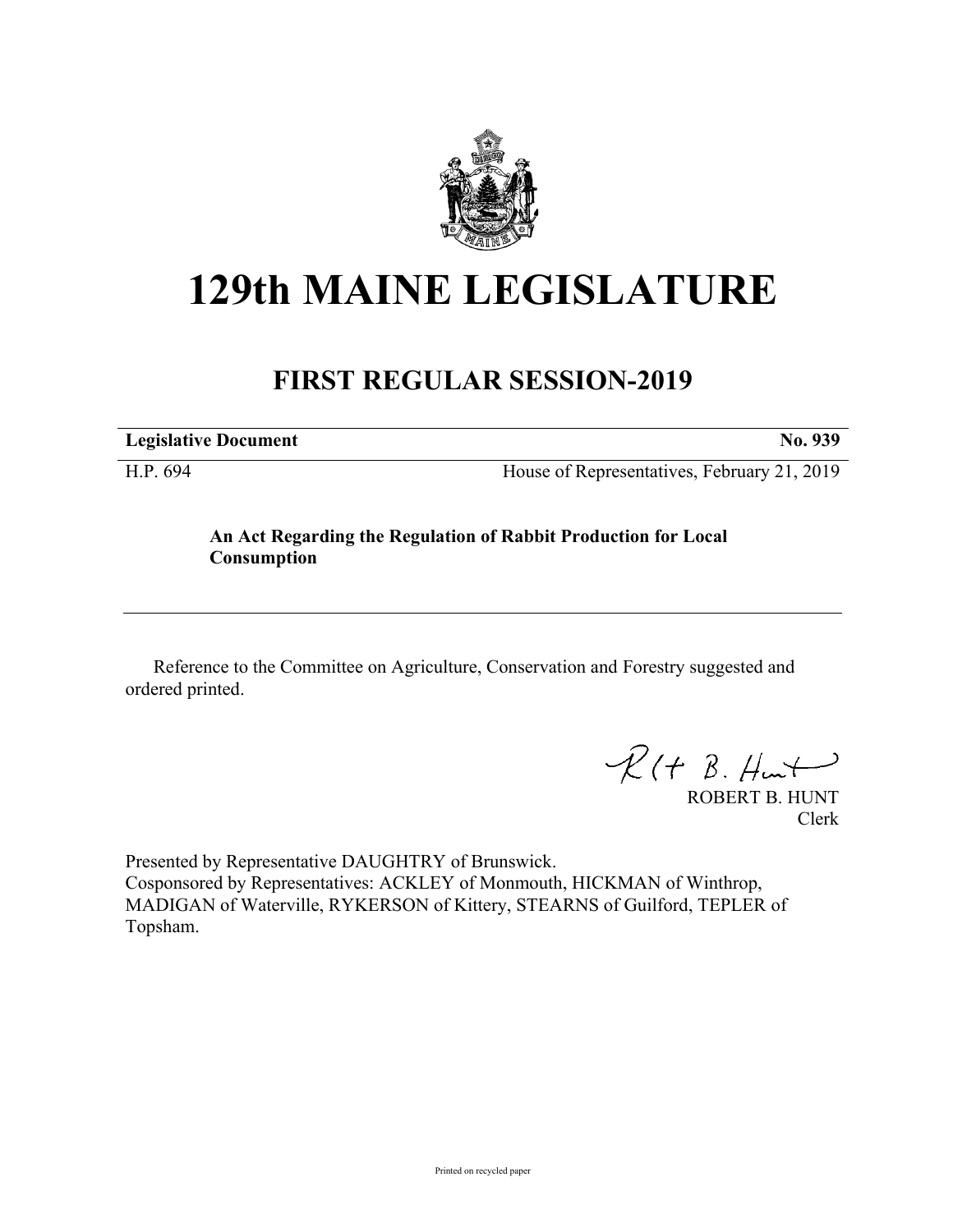# 129th MAINE LEGISLATURE

## FIRST REGULAR SESSION-2019

**Legislative Document** **No. 939**

H.P. 694 House of Representatives, February 21, 2019

**An Act Regarding the Regulation of Rabbit Production for Local Consumption**

Reference to the Committee on Agriculture, Conservation and Forestry suggested and ordered printed.

ROBERT B. HUNT
Clerk

Presented by Representative DAUGHTRY of Brunswick.
Cosponsored by Representatives: ACKLEY of Monmouth, HICKMAN of Winthrop, MADIGAN of Waterville, RYKERSON of Kittery, STEARNS of Guilford, TEPLER of Topsham.

Printed on recycled paper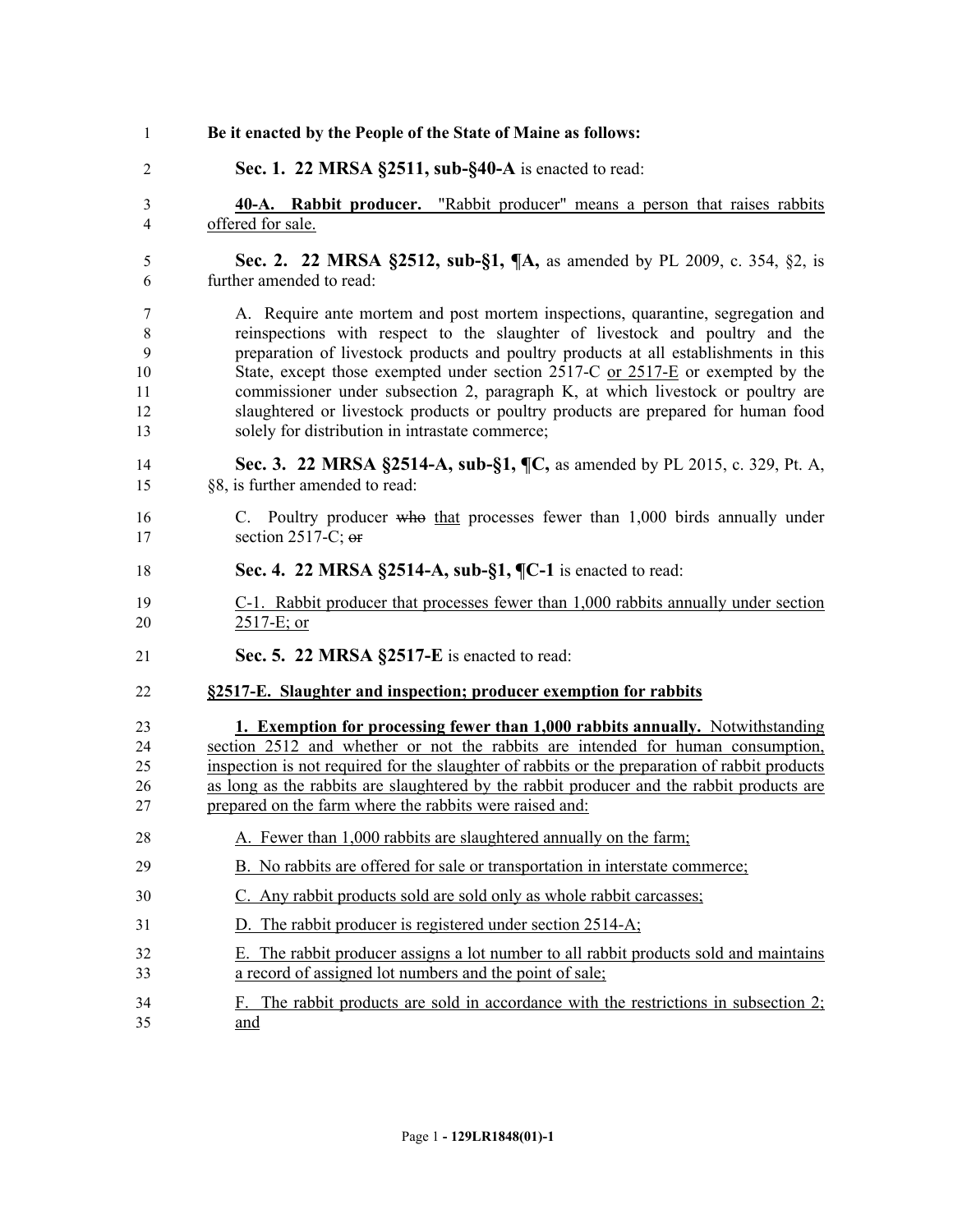**Be it enacted by the People of the State of Maine as follows:**

**Sec. 1. 22 MRSA §2511, sub-§40-A** is enacted to read:

<u>**40-A. Rabbit producer.** "Rabbit producer" means a person that raises rabbits offered for sale.</u>

**Sec. 2. 22 MRSA §2512, sub-§1, ¶A,** as amended by PL 2009, c. 354, §2, is further amended to read:

A. Require ante mortem and post mortem inspections, quarantine, segregation and reinspections with respect to the slaughter of livestock and poultry and the preparation of livestock products and poultry products at all establishments in this State, except those exempted under section 2517-C <u>or 2517-E</u> or exempted by the commissioner under subsection 2, paragraph K, at which livestock or poultry are slaughtered or livestock products or poultry products are prepared for human food solely for distribution in intrastate commerce;

**Sec. 3. 22 MRSA §2514-A, sub-§1, ¶C,** as amended by PL 2015, c. 329, Pt. A, §8, is further amended to read:

C. Poultry producer ~~who~~ <u>that</u> processes fewer than 1,000 birds annually under section 2517-C; ~~or~~

**Sec. 4. 22 MRSA §2514-A, sub-§1, ¶C-1** is enacted to read:

<u>C-1. Rabbit producer that processes fewer than 1,000 rabbits annually under section 2517-E; or</u>

**Sec. 5. 22 MRSA §2517-E** is enacted to read:

<u>**§2517-E. Slaughter and inspection; producer exemption for rabbits**</u>

<u>**1. Exemption for processing fewer than 1,000 rabbits annually.** Notwithstanding section 2512 and whether or not the rabbits are intended for human consumption, inspection is not required for the slaughter of rabbits or the preparation of rabbit products as long as the rabbits are slaughtered by the rabbit producer and the rabbit products are prepared on the farm where the rabbits were raised and:</u>

<u>A. Fewer than 1,000 rabbits are slaughtered annually on the farm;</u>

<u>B. No rabbits are offered for sale or transportation in interstate commerce;</u>

<u>C. Any rabbit products sold are sold only as whole rabbit carcasses;</u>

<u>D. The rabbit producer is registered under section 2514-A;</u>

<u>E. The rabbit producer assigns a lot number to all rabbit products sold and maintains a record of assigned lot numbers and the point of sale;</u>

<u>F. The rabbit products are sold in accordance with the restrictions in subsection 2; and</u>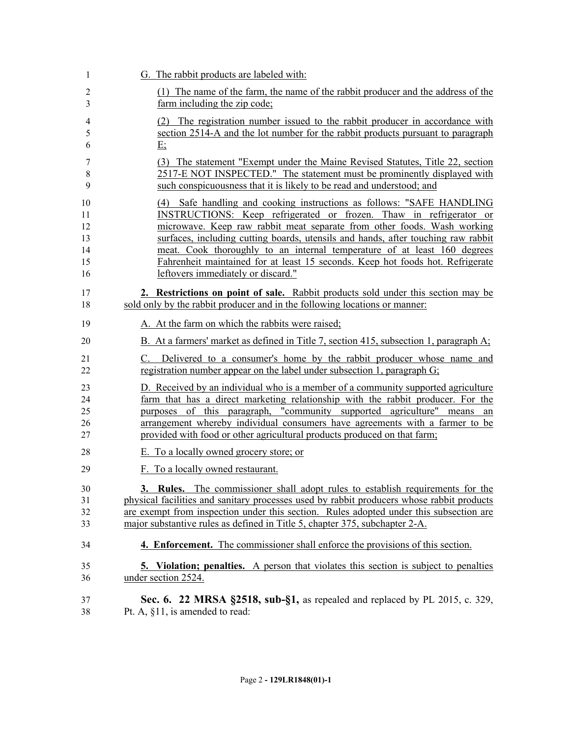G. The rabbit products are labeled with:

(1) The name of the farm, the name of the rabbit producer and the address of the farm including the zip code;

(2) The registration number issued to the rabbit producer in accordance with section 2514-A and the lot number for the rabbit products pursuant to paragraph E;

(3) The statement "Exempt under the Maine Revised Statutes, Title 22, section 2517-E NOT INSPECTED." The statement must be prominently displayed with such conspicuousness that it is likely to be read and understood; and

(4) Safe handling and cooking instructions as follows: "SAFE HANDLING INSTRUCTIONS: Keep refrigerated or frozen. Thaw in refrigerator or microwave. Keep raw rabbit meat separate from other foods. Wash working surfaces, including cutting boards, utensils and hands, after touching raw rabbit meat. Cook thoroughly to an internal temperature of at least 160 degrees Fahrenheit maintained for at least 15 seconds. Keep hot foods hot. Refrigerate leftovers immediately or discard."

**2. Restrictions on point of sale.** Rabbit products sold under this section may be sold only by the rabbit producer and in the following locations or manner:

A. At the farm on which the rabbits were raised;

B. At a farmers' market as defined in Title 7, section 415, subsection 1, paragraph A;

C. Delivered to a consumer's home by the rabbit producer whose name and registration number appear on the label under subsection 1, paragraph G;

D. Received by an individual who is a member of a community supported agriculture farm that has a direct marketing relationship with the rabbit producer. For the purposes of this paragraph, "community supported agriculture" means an arrangement whereby individual consumers have agreements with a farmer to be provided with food or other agricultural products produced on that farm;

E. To a locally owned grocery store; or

F. To a locally owned restaurant.

**3. Rules.** The commissioner shall adopt rules to establish requirements for the physical facilities and sanitary processes used by rabbit producers whose rabbit products are exempt from inspection under this section. Rules adopted under this subsection are major substantive rules as defined in Title 5, chapter 375, subchapter 2-A.

**4. Enforcement.** The commissioner shall enforce the provisions of this section.

**5. Violation; penalties.** A person that violates this section is subject to penalties under section 2524.

**Sec. 6. 22 MRSA §2518, sub-§1,** as repealed and replaced by PL 2015, c. 329, Pt. A, §11, is amended to read: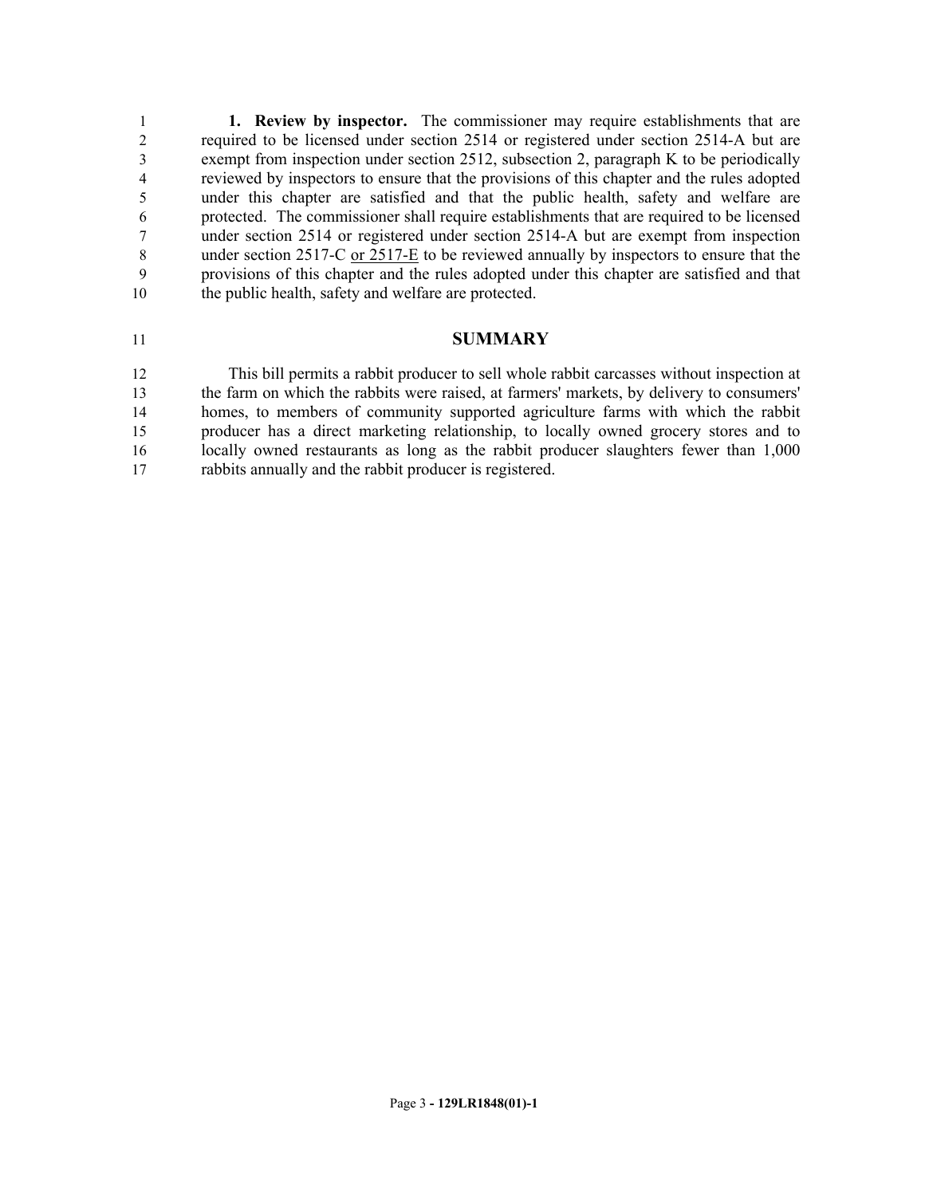**1. Review by inspector.** The commissioner may require establishments that are required to be licensed under section 2514 or registered under section 2514-A but are exempt from inspection under section 2512, subsection 2, paragraph K to be periodically reviewed by inspectors to ensure that the provisions of this chapter and the rules adopted under this chapter are satisfied and that the public health, safety and welfare are protected. The commissioner shall require establishments that are required to be licensed under section 2514 or registered under section 2514-A but are exempt from inspection under section 2517-C <u>or 2517-E</u> to be reviewed annually by inspectors to ensure that the provisions of this chapter and the rules adopted under this chapter are satisfied and that the public health, safety and welfare are protected.

## SUMMARY

This bill permits a rabbit producer to sell whole rabbit carcasses without inspection at the farm on which the rabbits were raised, at farmers' markets, by delivery to consumers' homes, to members of community supported agriculture farms with which the rabbit producer has a direct marketing relationship, to locally owned grocery stores and to locally owned restaurants as long as the rabbit producer slaughters fewer than 1,000 rabbits annually and the rabbit producer is registered.